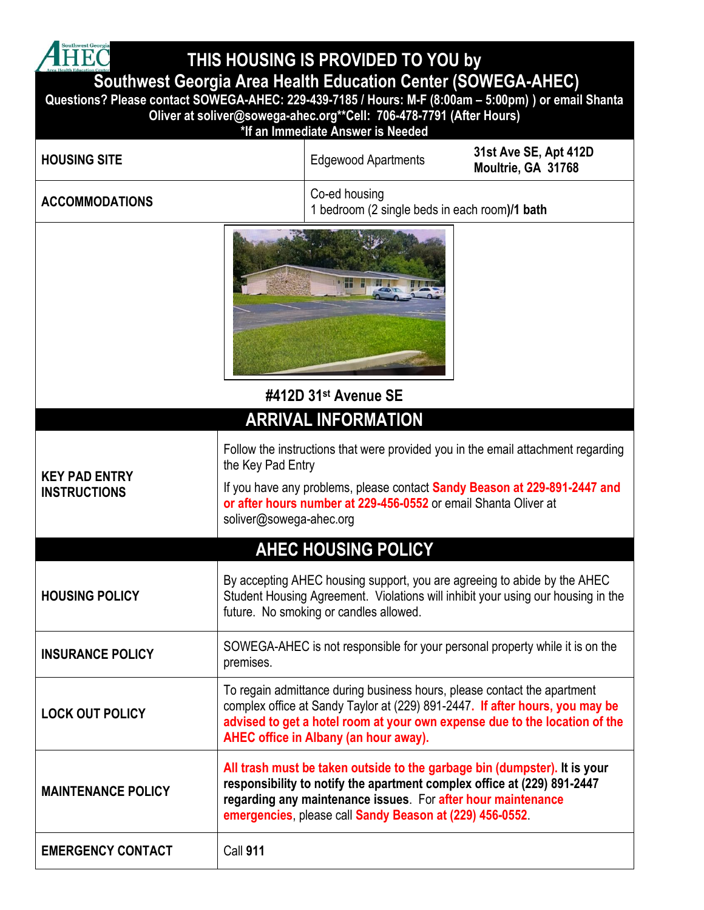# THIS HOUSING IS PROVIDED TO YOU by

## Southwest Georgia Area Health Education Center (SOWEGA-AHEC)

**Questions? Please contact SOWEGA-AHEC: 229-439-7185 / Hours: M-F (8:00am – 5:00pm) ) or email Shanta Oliver at soliver@sowega-ahec.org**Cell: 706-478-7791 (After Hours)**

***If an Immediate Answer is Needed**

| | | |
|---|---|---|
| **HOUSING SITE** | Edgewood Apartments | **31st Ave SE, Apt 412D Moultrie, GA 31768** |
| **ACCOMMODATIONS** | Co-ed housing 1 bedroom (2 single beds in each room)**/1 bath** | |

**#412D 31st Avenue SE**

## ARRIVAL INFORMATION

| | |
|---|---|
| **KEY PAD ENTRY INSTRUCTIONS** | Follow the instructions that were provided you in the email attachment regarding the Key Pad Entry<br><br>If you have any problems, please contact **Sandy Beason at 229-891-2447 and or after hours number at 229-456-0552** or email Shanta Oliver at soliver@sowega-ahec.org |

## AHEC HOUSING POLICY

| | |
|---|---|
| **HOUSING POLICY** | By accepting AHEC housing support, you are agreeing to abide by the AHEC Student Housing Agreement. Violations will inhibit your using our housing in the future. No smoking or candles allowed. |
| **INSURANCE POLICY** | SOWEGA-AHEC is not responsible for your personal property while it is on the premises. |
| **LOCK OUT POLICY** | To regain admittance during business hours, please contact the apartment complex office at Sandy Taylor at (229) 891-2447. **If after hours, you may be advised to get a hotel room at your own expense due to the location of the AHEC office in Albany (an hour away).** |
| **MAINTENANCE POLICY** | **All trash must be taken outside to the garbage bin (dumpster). It is your responsibility to notify the apartment complex office at (229) 891-2447 regarding any maintenance issues**. For **after hour maintenance emergencies**, please call **Sandy Beason at (229) 456-0552**. |
| **EMERGENCY CONTACT** | Call **911** |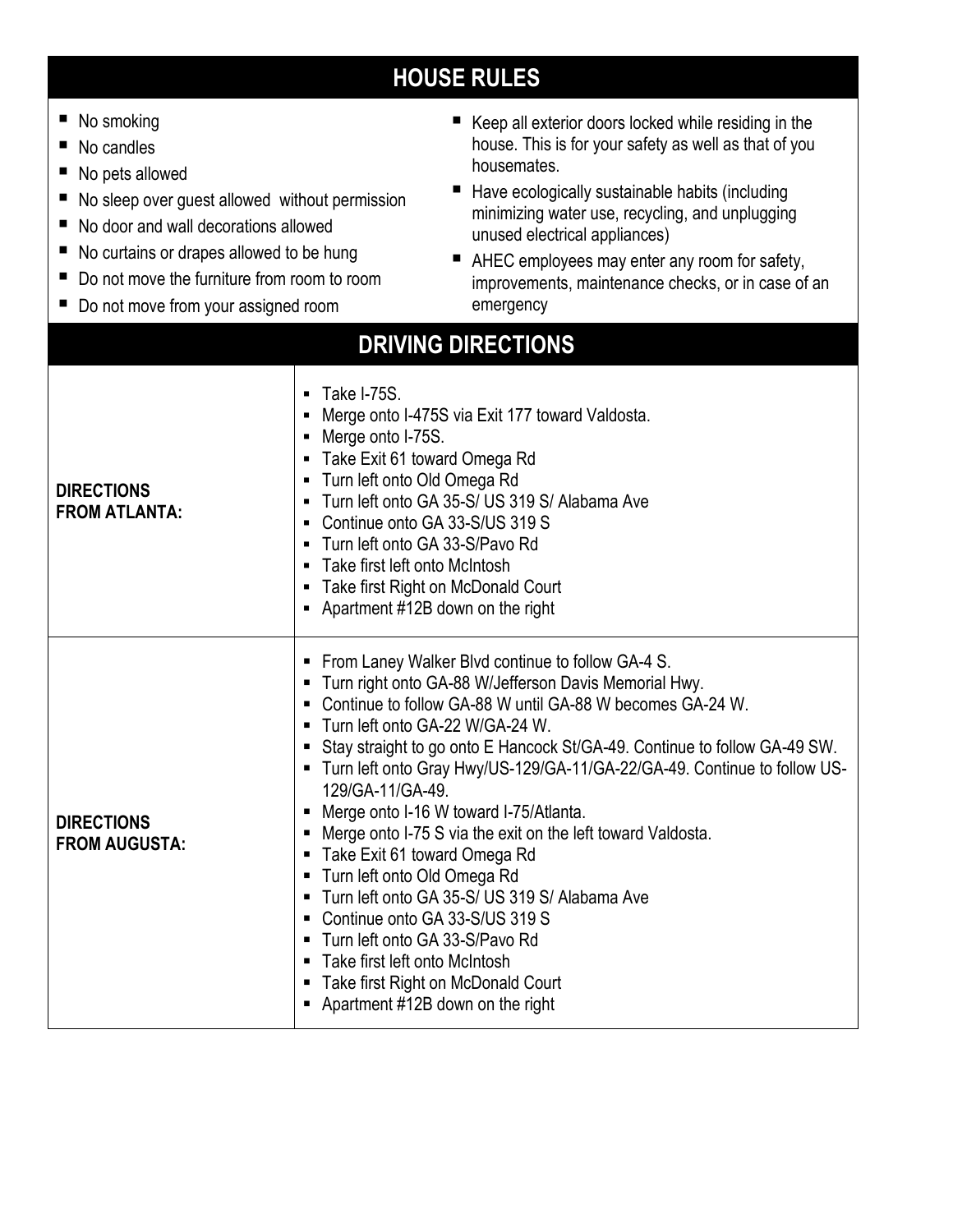## HOUSE RULES

- No smoking
- No candles
- No pets allowed
- No sleep over guest allowed without permission
- No door and wall decorations allowed
- No curtains or drapes allowed to be hung
- Do not move the furniture from room to room
- Do not move from your assigned room
- Keep all exterior doors locked while residing in the house. This is for your safety as well as that of you housemates.
- Have ecologically sustainable habits (including minimizing water use, recycling, and unplugging unused electrical appliances)
- AHEC employees may enter any room for safety, improvements, maintenance checks, or in case of an emergency

## DRIVING DIRECTIONS

| | |
|---|---|
| **DIRECTIONS FROM ATLANTA:** | • Take I-75S.<br>• Merge onto I-475S via Exit 177 toward Valdosta.<br>• Merge onto I-75S.<br>• Take Exit 61 toward Omega Rd<br>• Turn left onto Old Omega Rd<br>• Turn left onto GA 35-S/ US 319 S/ Alabama Ave<br>• Continue onto GA 33-S/US 319 S<br>• Turn left onto GA 33-S/Pavo Rd<br>• Take first left onto McIntosh<br>• Take first Right on McDonald Court<br>• Apartment #12B down on the right |
| **DIRECTIONS FROM AUGUSTA:** | • From Laney Walker Blvd continue to follow GA-4 S.<br>• Turn right onto GA-88 W/Jefferson Davis Memorial Hwy.<br>• Continue to follow GA-88 W until GA-88 W becomes GA-24 W.<br>• Turn left onto GA-22 W/GA-24 W.<br>• Stay straight to go onto E Hancock St/GA-49. Continue to follow GA-49 SW.<br>• Turn left onto Gray Hwy/US-129/GA-11/GA-22/GA-49. Continue to follow US-129/GA-11/GA-49.<br>• Merge onto I-16 W toward I-75/Atlanta.<br>• Merge onto I-75 S via the exit on the left toward Valdosta.<br>• Take Exit 61 toward Omega Rd<br>• Turn left onto Old Omega Rd<br>• Turn left onto GA 35-S/ US 319 S/ Alabama Ave<br>• Continue onto GA 33-S/US 319 S<br>• Turn left onto GA 33-S/Pavo Rd<br>• Take first left onto McIntosh<br>• Take first Right on McDonald Court<br>• Apartment #12B down on the right |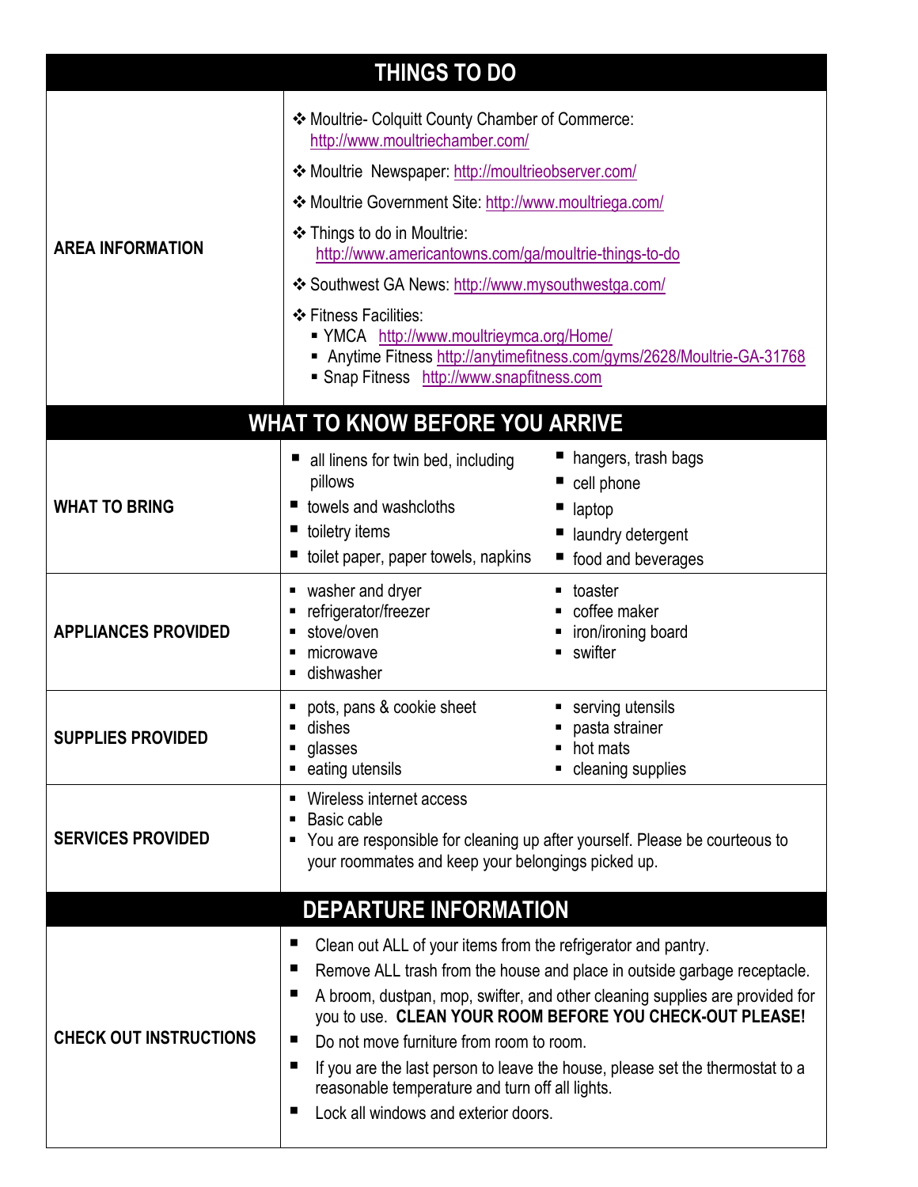## THINGS TO DO

| | |
|---|---|
| **AREA INFORMATION** | ❖ Moultrie- Colquitt County Chamber of Commerce: http://www.moultriechamber.com/<br>❖ Moultrie Newspaper: http://moultrieobserver.com/<br>❖ Moultrie Government Site: http://www.moultriega.com/<br>❖ Things to do in Moultrie: http://www.americantowns.com/ga/moultrie-things-to-do<br>❖ Southwest GA News: http://www.mysouthwestga.com/<br>❖ Fitness Facilities:<br>▪ YMCA http://www.moultrieymca.org/Home/<br>▪ Anytime Fitness http://anytimefitness.com/gyms/2628/Moultrie-GA-31768<br>▪ Snap Fitness http://www.snapfitness.com |

## WHAT TO KNOW BEFORE YOU ARRIVE

| | |
|---|---|
| **WHAT TO BRING** | ▪ all linens for twin bed, including pillows<br>▪ towels and washcloths<br>▪ toiletry items<br>▪ toilet paper, paper towels, napkins<br>▪ hangers, trash bags<br>▪ cell phone<br>▪ laptop<br>▪ laundry detergent<br>▪ food and beverages |
| **APPLIANCES PROVIDED** | ▪ washer and dryer<br>▪ refrigerator/freezer<br>▪ stove/oven<br>▪ microwave<br>▪ dishwasher<br>▪ toaster<br>▪ coffee maker<br>▪ iron/ironing board<br>▪ swifter |
| **SUPPLIES PROVIDED** | ▪ pots, pans & cookie sheet<br>▪ dishes<br>▪ glasses<br>▪ eating utensils<br>▪ serving utensils<br>▪ pasta strainer<br>▪ hot mats<br>▪ cleaning supplies |
| **SERVICES PROVIDED** | ▪ Wireless internet access<br>▪ Basic cable<br>▪ You are responsible for cleaning up after yourself. Please be courteous to your roommates and keep your belongings picked up. |

## DEPARTURE INFORMATION

| | |
|---|---|
| **CHECK OUT INSTRUCTIONS** | ▪ Clean out ALL of your items from the refrigerator and pantry.<br>▪ Remove ALL trash from the house and place in outside garbage receptacle.<br>▪ A broom, dustpan, mop, swifter, and other cleaning supplies are provided for you to use. **CLEAN YOUR ROOM BEFORE YOU CHECK-OUT PLEASE!**<br>▪ Do not move furniture from room to room.<br>▪ If you are the last person to leave the house, please set the thermostat to a reasonable temperature and turn off all lights.<br>▪ Lock all windows and exterior doors. |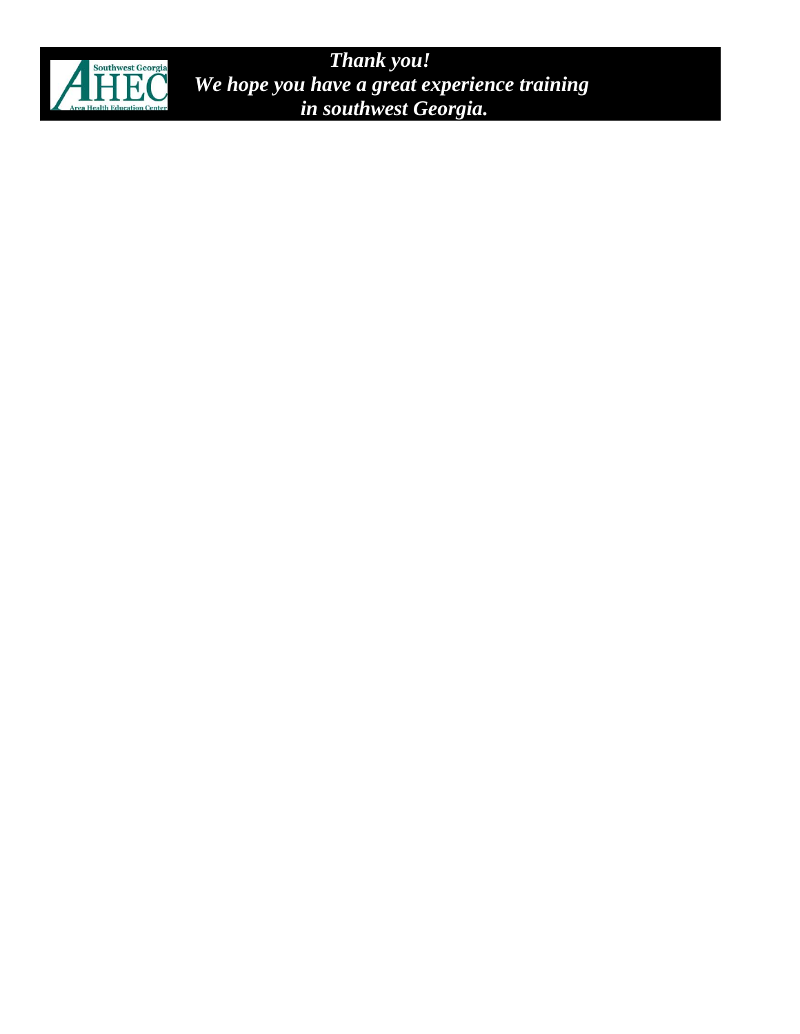***Thank you!***
***We hope you have a great experience training in southwest Georgia.***